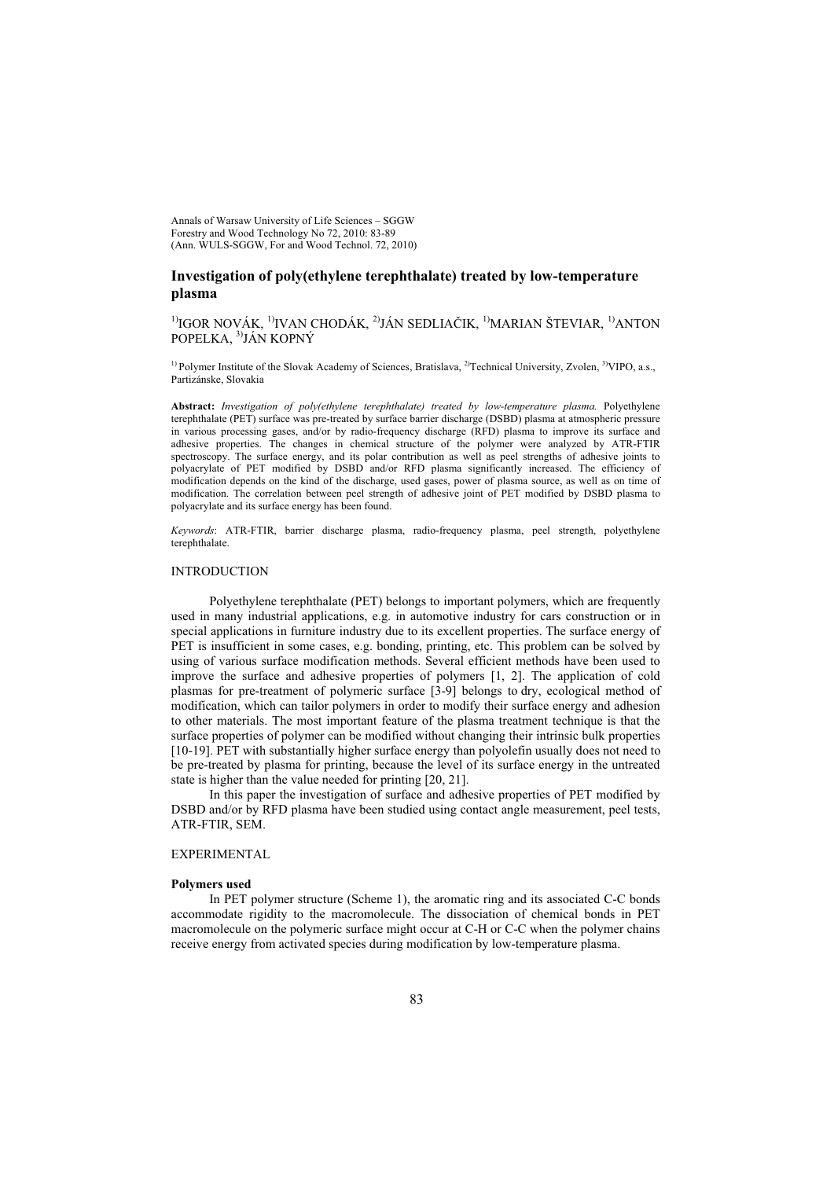Annals of Warsaw University of Life Sciences – SGGW
Forestry and Wood Technology No 72, 2010: 83-89
(Ann. WULS-SGGW, For and Wood Technol. 72, 2010)

# Investigation of poly(ethylene terephthalate) treated by low-temperature plasma

[1)]IGOR NOVÁK, [1)]IVAN CHODÁK, [2)]JÁN SEDLIAČIK, [1)]MARIAN ŠTEVIAR, [1)]ANTON POPELKA, [3)]JÁN KOPNÝ

[1)] Polymer Institute of the Slovak Academy of Sciences, Bratislava, [2)]Technical University, Zvolen, [3)]VIPO, a.s., Partizánske, Slovakia

**Abstract:** *Investigation of poly(ethylene terephthalate) treated by low-temperature plasma.* Polyethylene terephthalate (PET) surface was pre-treated by surface barrier discharge (DSBD) plasma at atmospheric pressure in various processing gases, and/or by radio-frequency discharge (RFD) plasma to improve its surface and adhesive properties. The changes in chemical structure of the polymer were analyzed by ATR-FTIR spectroscopy. The surface energy, and its polar contribution as well as peel strengths of adhesive joints to polyacrylate of PET modified by DSBD and/or RFD plasma significantly increased. The efficiency of modification depends on the kind of the discharge, used gases, power of plasma source, as well as on time of modification. The correlation between peel strength of adhesive joint of PET modified by DSBD plasma to polyacrylate and its surface energy has been found.

*Keywords*: ATR-FTIR, barrier discharge plasma, radio-frequency plasma, peel strength, polyethylene terephthalate.

## INTRODUCTION

Polyethylene terephthalate (PET) belongs to important polymers, which are frequently used in many industrial applications, e.g. in automotive industry for cars construction or in special applications in furniture industry due to its excellent properties. The surface energy of PET is insufficient in some cases, e.g. bonding, printing, etc. This problem can be solved by using of various surface modification methods. Several efficient methods have been used to improve the surface and adhesive properties of polymers [1, 2]. The application of cold plasmas for pre-treatment of polymeric surface [3-9] belongs to dry, ecological method of modification, which can tailor polymers in order to modify their surface energy and adhesion to other materials. The most important feature of the plasma treatment technique is that the surface properties of polymer can be modified without changing their intrinsic bulk properties [10-19]. PET with substantially higher surface energy than polyolefin usually does not need to be pre-treated by plasma for printing, because the level of its surface energy in the untreated state is higher than the value needed for printing [20, 21].

In this paper the investigation of surface and adhesive properties of PET modified by DSBD and/or by RFD plasma have been studied using contact angle measurement, peel tests, ATR-FTIR, SEM.

## EXPERIMENTAL

### Polymers used

In PET polymer structure (Scheme 1), the aromatic ring and its associated C-C bonds accommodate rigidity to the macromolecule. The dissociation of chemical bonds in PET macromolecule on the polymeric surface might occur at C-H or C-C when the polymer chains receive energy from activated species during modification by low-temperature plasma.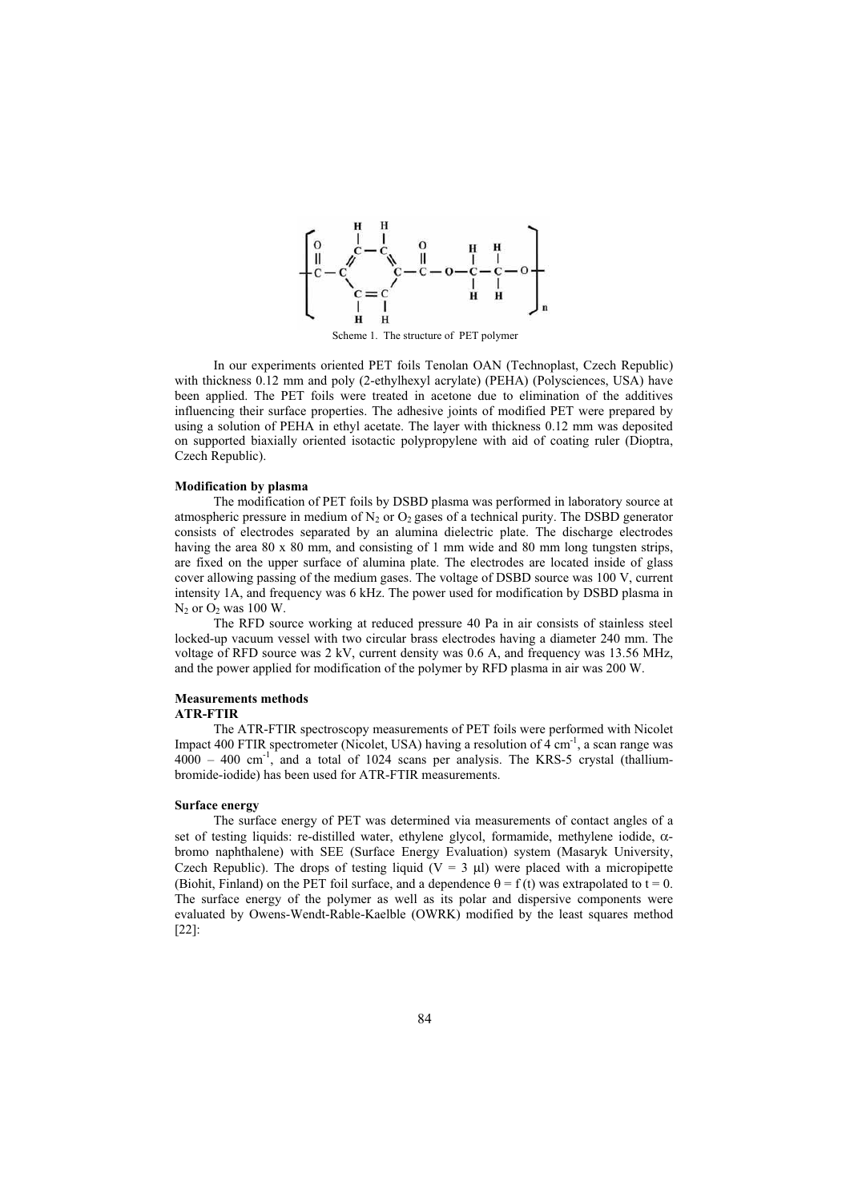Scheme 1. The structure of PET polymer

In our experiments oriented PET foils Tenolan OAN (Technoplast, Czech Republic) with thickness 0.12 mm and poly (2-ethylhexyl acrylate) (PEHA) (Polysciences, USA) have been applied. The PET foils were treated in acetone due to elimination of the additives influencing their surface properties. The adhesive joints of modified PET were prepared by using a solution of PEHA in ethyl acetate. The layer with thickness 0.12 mm was deposited on supported biaxially oriented isotactic polypropylene with aid of coating ruler (Dioptra, Czech Republic).

**Modification by plasma**

The modification of PET foils by DSBD plasma was performed in laboratory source at atmospheric pressure in medium of $N_2$ or $O_2$ gases of a technical purity. The DSBD generator consists of electrodes separated by an alumina dielectric plate. The discharge electrodes having the area 80 x 80 mm, and consisting of 1 mm wide and 80 mm long tungsten strips, are fixed on the upper surface of alumina plate. The electrodes are located inside of glass cover allowing passing of the medium gases. The voltage of DSBD source was 100 V, current intensity 1A, and frequency was 6 kHz. The power used for modification by DSBD plasma in $N_2$ or $O_2$ was 100 W.

The RFD source working at reduced pressure 40 Pa in air consists of stainless steel locked-up vacuum vessel with two circular brass electrodes having a diameter 240 mm. The voltage of RFD source was 2 kV, current density was 0.6 A, and frequency was 13.56 MHz, and the power applied for modification of the polymer by RFD plasma in air was 200 W.

**Measurements methods**

**ATR-FTIR**

The ATR-FTIR spectroscopy measurements of PET foils were performed with Nicolet Impact 400 FTIR spectrometer (Nicolet, USA) having a resolution of 4 $cm^{-1}$, a scan range was 4000 – 400 $cm^{-1}$, and a total of 1024 scans per analysis. The KRS-5 crystal (thallium-bromide-iodide) has been used for ATR-FTIR measurements.

**Surface energy**

The surface energy of PET was determined via measurements of contact angles of a set of testing liquids: re-distilled water, ethylene glycol, formamide, methylene iodide, $\alpha$-bromo naphthalene) with SEE (Surface Energy Evaluation) system (Masaryk University, Czech Republic). The drops of testing liquid ($V = 3$ μl) were placed with a micropipette (Biohit, Finland) on the PET foil surface, and a dependence $\theta = f(t)$ was extrapolated to $t = 0$. The surface energy of the polymer as well as its polar and dispersive components were evaluated by Owens-Wendt-Rable-Kaelble (OWRK) modified by the least squares method [22]: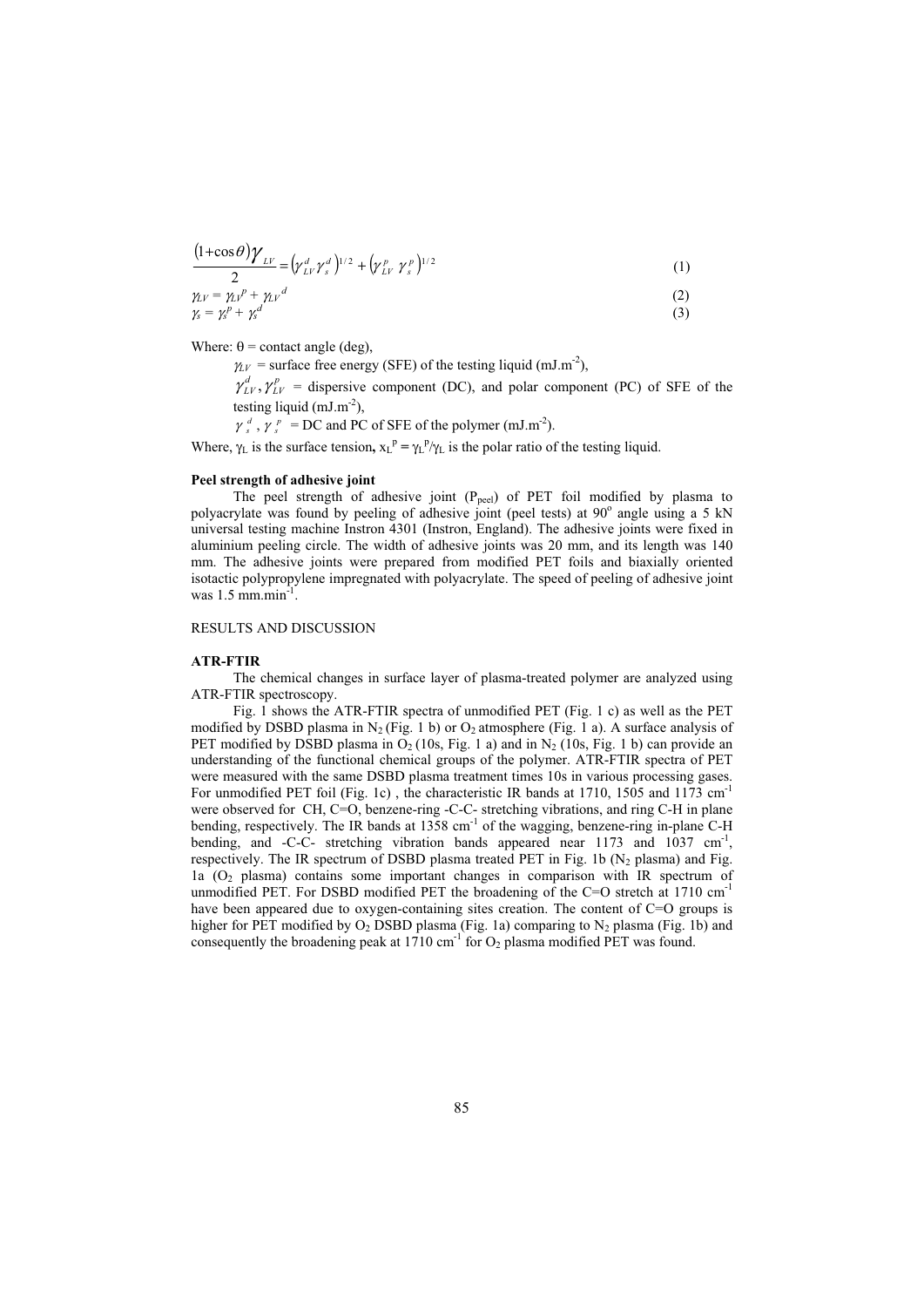$$\frac{(1+\cos\theta)\gamma_{LV}}{2} = \left(\gamma_{LV}^{d}\gamma_{s}^{d}\right)^{1/2} + \left(\gamma_{LV}^{p}\,\gamma_{s}^{p}\right)^{1/2} \tag{1}$$

$$\gamma_{LV} = \gamma_{LV}^{p} + \gamma_{LV}^{d} \tag{2}$$

$$\gamma_{s} = \gamma_{s}^{p} + \gamma_{s}^{d} \tag{3}$$

Where: $\theta$ = contact angle (deg),

$\gamma_{LV}$ = surface free energy (SFE) of the testing liquid ($mJ.m^{-2}$),

$\gamma_{LV}^{d}, \gamma_{LV}^{p}$ = dispersive component (DC), and polar component (PC) of SFE of the testing liquid ($mJ.m^{-2}$),

$\gamma_{s}^{d}$ , $\gamma_{s}^{p}$ = DC and PC of SFE of the polymer ($mJ.m^{-2}$).

Where, $\gamma_L$ is the surface tension, $x_L^p = \gamma_L^p/\gamma_L$ is the polar ratio of the testing liquid.

**Peel strength of adhesive joint**

The peel strength of adhesive joint ($P_{peel}$) of PET foil modified by plasma to polyacrylate was found by peeling of adhesive joint (peel tests) at 90° angle using a 5 kN universal testing machine Instron 4301 (Instron, England). The adhesive joints were fixed in aluminium peeling circle. The width of adhesive joints was 20 mm, and its length was 140 mm. The adhesive joints were prepared from modified PET foils and biaxially oriented isotactic polypropylene impregnated with polyacrylate. The speed of peeling of adhesive joint was 1.5 $mm.min^{-1}$.

RESULTS AND DISCUSSION

**ATR-FTIR**

The chemical changes in surface layer of plasma-treated polymer are analyzed using ATR-FTIR spectroscopy.

Fig. 1 shows the ATR-FTIR spectra of unmodified PET (Fig. 1 c) as well as the PET modified by DSBD plasma in $N_2$ (Fig. 1 b) or $O_2$ atmosphere (Fig. 1 a). A surface analysis of PET modified by DSBD plasma in $O_2$ (10s, Fig. 1 a) and in $N_2$ (10s, Fig. 1 b) can provide an understanding of the functional chemical groups of the polymer. ATR-FTIR spectra of PET were measured with the same DSBD plasma treatment times 10s in various processing gases. For unmodified PET foil (Fig. 1c) , the characteristic IR bands at 1710, 1505 and 1173 $cm^{-1}$ were observed for CH, C=O, benzene-ring -C-C- stretching vibrations, and ring C-H in plane bending, respectively. The IR bands at 1358 $cm^{-1}$ of the wagging, benzene-ring in-plane C-H bending, and -C-C- stretching vibration bands appeared near 1173 and 1037 $cm^{-1}$, respectively. The IR spectrum of DSBD plasma treated PET in Fig. 1b ($N_2$ plasma) and Fig. 1a ($O_2$ plasma) contains some important changes in comparison with IR spectrum of unmodified PET. For DSBD modified PET the broadening of the C=O stretch at 1710 $cm^{-1}$ have been appeared due to oxygen-containing sites creation. The content of C=O groups is higher for PET modified by $O_2$ DSBD plasma (Fig. 1a) comparing to $N_2$ plasma (Fig. 1b) and consequently the broadening peak at 1710 $cm^{-1}$ for $O_2$ plasma modified PET was found.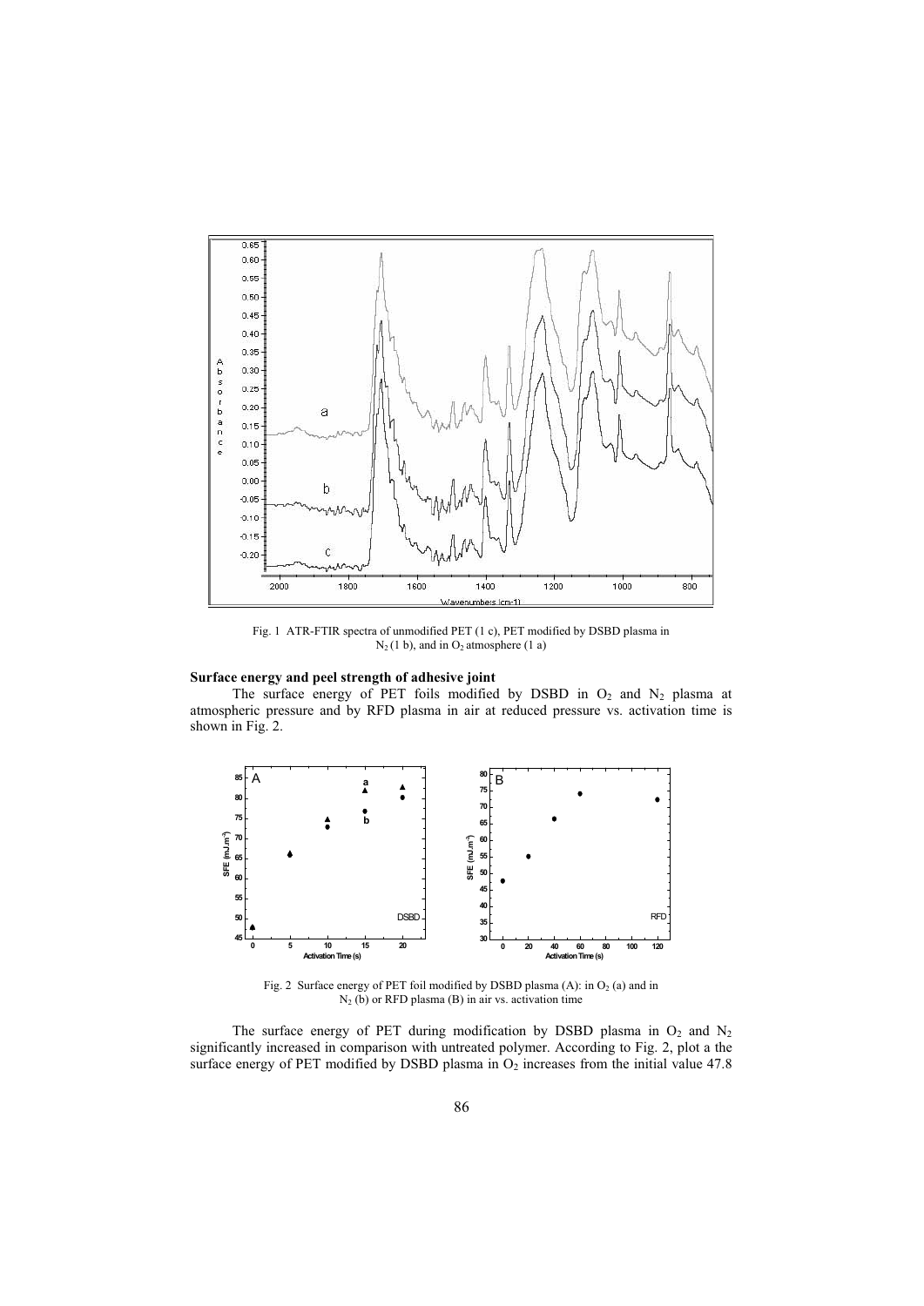Fig. 1 ATR-FTIR spectra of unmodified PET (1 c), PET modified by DSBD plasma in $N_2$ (1 b), and in $O_2$ atmosphere (1 a)

**Surface energy and peel strength of adhesive joint**

The surface energy of PET foils modified by DSBD in $O_2$ and $N_2$ plasma at atmospheric pressure and by RFD plasma in air at reduced pressure vs. activation time is shown in Fig. 2.

Fig. 2 Surface energy of PET foil modified by DSBD plasma (A): in $O_2$ (a) and in $N_2$ (b) or RFD plasma (B) in air vs. activation time

The surface energy of PET during modification by DSBD plasma in $O_2$ and $N_2$ significantly increased in comparison with untreated polymer. According to Fig. 2, plot a the surface energy of PET modified by DSBD plasma in $O_2$ increases from the initial value 47.8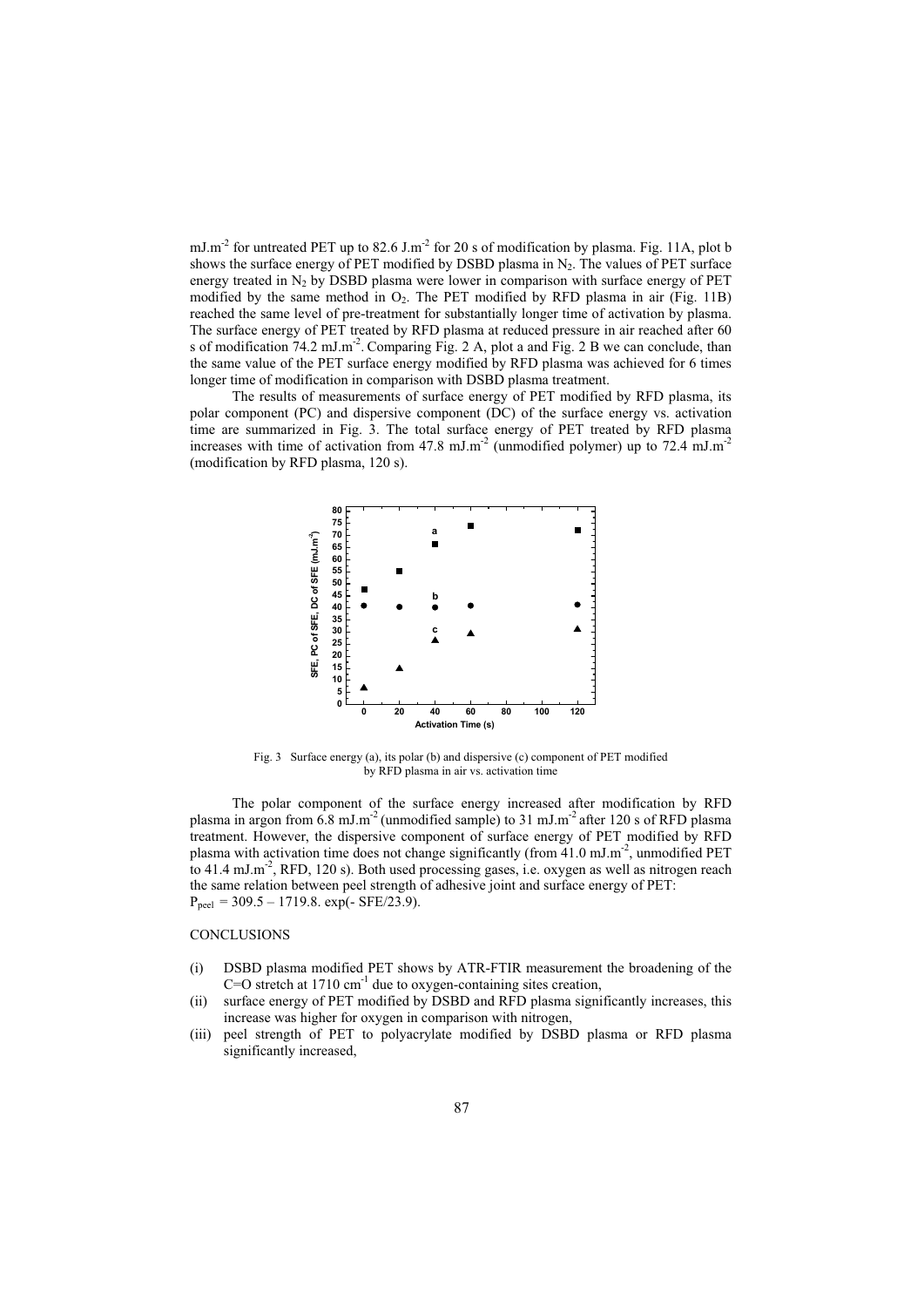$mJ.m^{-2}$ for untreated PET up to 82.6 $J.m^{-2}$ for 20 s of modification by plasma. Fig. 11A, plot b shows the surface energy of PET modified by DSBD plasma in $N_2$. The values of PET surface energy treated in $N_2$ by DSBD plasma were lower in comparison with surface energy of PET modified by the same method in $O_2$. The PET modified by RFD plasma in air (Fig. 11B) reached the same level of pre-treatment for substantially longer time of activation by plasma. The surface energy of PET treated by RFD plasma at reduced pressure in air reached after 60 s of modification 74.2 $mJ.m^{-2}$. Comparing Fig. 2 A, plot a and Fig. 2 B we can conclude, than the same value of the PET surface energy modified by RFD plasma was achieved for 6 times longer time of modification in comparison with DSBD plasma treatment.

The results of measurements of surface energy of PET modified by RFD plasma, its polar component (PC) and dispersive component (DC) of the surface energy vs. activation time are summarized in Fig. 3. The total surface energy of PET treated by RFD plasma increases with time of activation from 47.8 $mJ.m^{-2}$ (unmodified polymer) up to 72.4 $mJ.m^{-2}$ (modification by RFD plasma, 120 s).

Fig. 3 Surface energy (a), its polar (b) and dispersive (c) component of PET modified by RFD plasma in air vs. activation time

The polar component of the surface energy increased after modification by RFD plasma in argon from 6.8 $mJ.m^{-2}$ (unmodified sample) to 31 $mJ.m^{-2}$ after 120 s of RFD plasma treatment. However, the dispersive component of surface energy of PET modified by RFD plasma with activation time does not change significantly (from 41.0 $mJ.m^{-2}$, unmodified PET to 41.4 $mJ.m^{-2}$, RFD, 120 s). Both used processing gases, i.e. oxygen as well as nitrogen reach the same relation between peel strength of adhesive joint and surface energy of PET: $P_{peel} = 309.5 - 1719.8.\ \exp(-\ SFE/23.9)$.

## CONCLUSIONS

(i) DSBD plasma modified PET shows by ATR-FTIR measurement the broadening of the C=O stretch at 1710 $cm^{-1}$ due to oxygen-containing sites creation,

(ii) surface energy of PET modified by DSBD and RFD plasma significantly increases, this increase was higher for oxygen in comparison with nitrogen,

(iii) peel strength of PET to polyacrylate modified by DSBD plasma or RFD plasma significantly increased,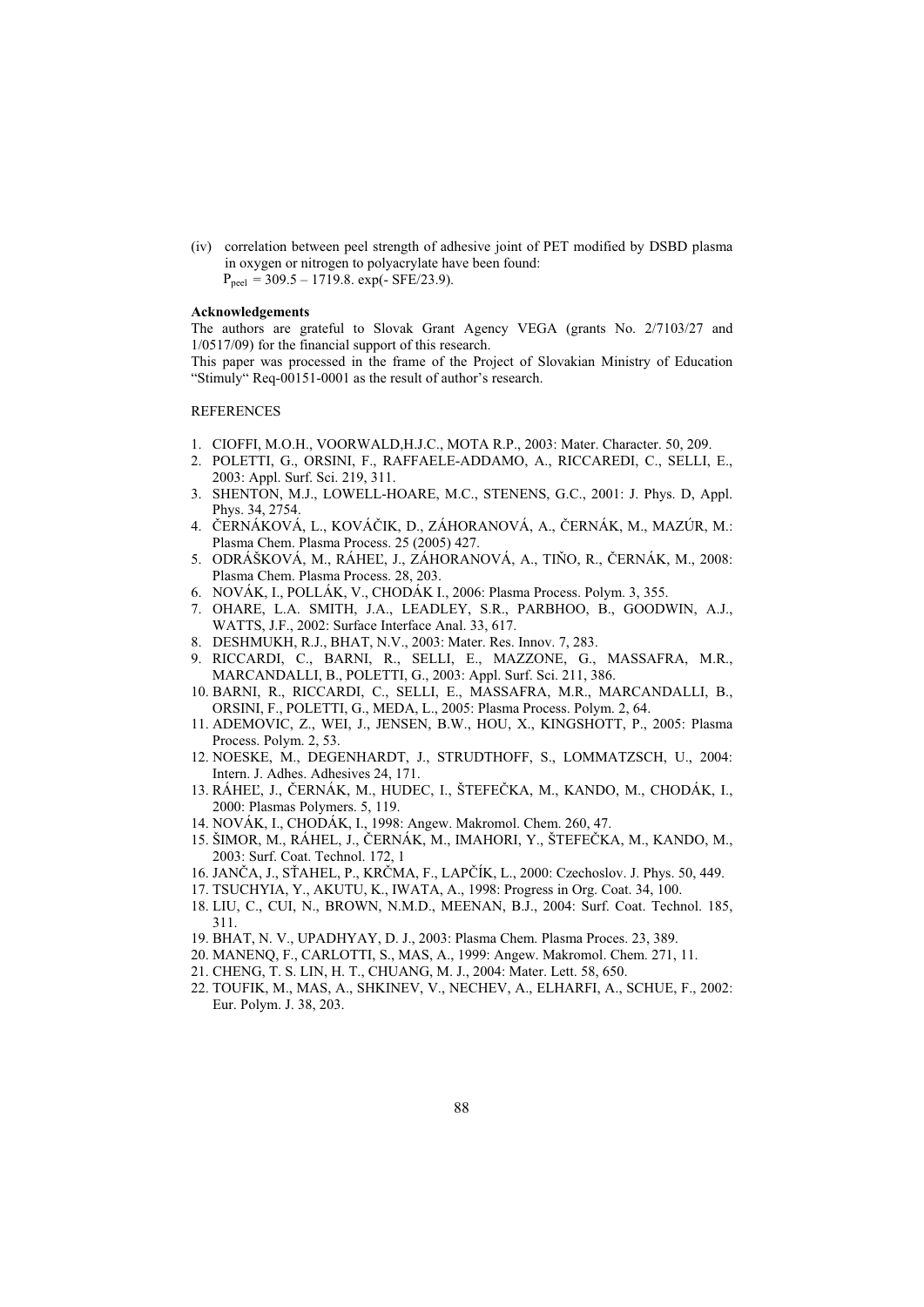(iv) correlation between peel strength of adhesive joint of PET modified by DSBD plasma in oxygen or nitrogen to polyacrylate have been found:
$P_{peel} = 309.5 – 1719.8. \exp(- SFE/23.9)$.

**Acknowledgements**

The authors are grateful to Slovak Grant Agency VEGA (grants No. 2/7103/27 and 1/0517/09) for the financial support of this research.

This paper was processed in the frame of the Project of Slovakian Ministry of Education "Stimuly" Req-00151-0001 as the result of author's research.

REFERENCES

1. CIOFFI, M.O.H., VOORWALD,H.J.C., MOTA R.P., 2003: Mater. Character. 50, 209.
2. POLETTI, G., ORSINI, F., RAFFAELE-ADDAMO, A., RICCAREDI, C., SELLI, E., 2003: Appl. Surf. Sci. 219, 311.
3. SHENTON, M.J., LOWELL-HOARE, M.C., STENENS, G.C., 2001: J. Phys. D, Appl. Phys. 34, 2754.
4. ČERNÁKOVÁ, L., KOVÁČIK, D., ZÁHORANOVÁ, A., ČERNÁK, M., MAZÚR, M.: Plasma Chem. Plasma Process. 25 (2005) 427.
5. ODRÁŠKOVÁ, M., RÁHEĽ, J., ZÁHORANOVÁ, A., TIŇO, R., ČERNÁK, M., 2008: Plasma Chem. Plasma Process. 28, 203.
6. NOVÁK, I., POLLÁK, V., CHODÁK I., 2006: Plasma Process. Polym. 3, 355.
7. OHARE, L.A. SMITH, J.A., LEADLEY, S.R., PARBHOO, B., GOODWIN, A.J., WATTS, J.F., 2002: Surface Interface Anal. 33, 617.
8. DESHMUKH, R.J., BHAT, N.V., 2003: Mater. Res. Innov. 7, 283.
9. RICCARDI, C., BARNI, R., SELLI, E., MAZZONE, G., MASSAFRA, M.R., MARCANDALLI, B., POLETTI, G., 2003: Appl. Surf. Sci. 211, 386.
10. BARNI, R., RICCARDI, C., SELLI, E., MASSAFRA, M.R., MARCANDALLI, B., ORSINI, F., POLETTI, G., MEDA, L., 2005: Plasma Process. Polym. 2, 64.
11. ADEMOVIC, Z., WEI, J., JENSEN, B.W., HOU, X., KINGSHOTT, P., 2005: Plasma Process. Polym. 2, 53.
12. NOESKE, M., DEGENHARDT, J., STRUDTHOFF, S., LOMMATZSCH, U., 2004: Intern. J. Adhes. Adhesives 24, 171.
13. RÁHEĽ, J., ČERNÁK, M., HUDEC, I., ŠTEFEČKA, M., KANDO, M., CHODÁK, I., 2000: Plasmas Polymers. 5, 119.
14. NOVÁK, I., CHODÁK, I., 1998: Angew. Makromol. Chem. 260, 47.
15. ŠIMOR, M., RÁHEL, J., ČERNÁK, M., IMAHORI, Y., ŠTEFEČKA, M., KANDO, M., 2003: Surf. Coat. Technol. 172, 1
16. JANČA, J., SŤAHEL, P., KRČMA, F., LAPČÍK, L., 2000: Czechoslov. J. Phys. 50, 449.
17. TSUCHYIA, Y., AKUTU, K., IWATA, A., 1998: Progress in Org. Coat. 34, 100.
18. LIU, C., CUI, N., BROWN, N.M.D., MEENAN, B.J., 2004: Surf. Coat. Technol. 185, 311.
19. BHAT, N. V., UPADHYAY, D. J., 2003: Plasma Chem. Plasma Proces. 23, 389.
20. MANENQ, F., CARLOTTI, S., MAS, A., 1999: Angew. Makromol. Chem. 271, 11.
21. CHENG, T. S. LIN, H. T., CHUANG, M. J., 2004: Mater. Lett. 58, 650.
22. TOUFIK, M., MAS, A., SHKINEV, V., NECHEV, A., ELHARFI, A., SCHUE, F., 2002: Eur. Polym. J. 38, 203.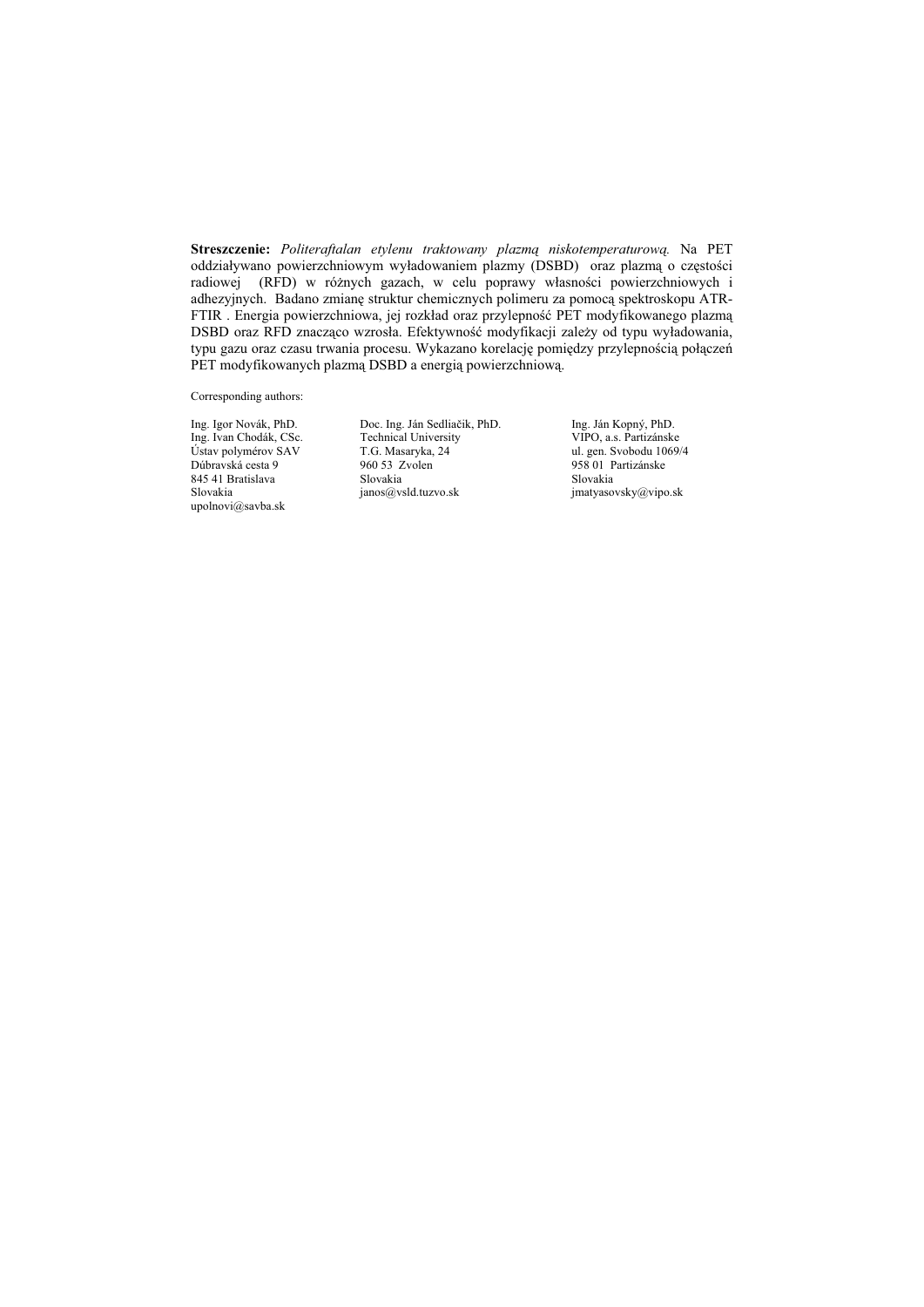**Streszczenie:** *Politeraftalan etylenu traktowany plazmą niskotemperaturową.* Na PET oddziaływano powierzchniowym wyładowaniem plazmy (DSBD) oraz plazmą o częstości radiowej (RFD) w różnych gazach, w celu poprawy własności powierzchniowych i adhezyjnych. Badano zmianę struktur chemicznych polimeru za pomocą spektroskopu ATR-FTIR . Energia powierzchniowa, jej rozkład oraz przylepność PET modyfikowanego plazmą DSBD oraz RFD znacząco wzrosła. Efektywność modyfikacji zależy od typu wyładowania, typu gazu oraz czasu trwania procesu. Wykazano korelację pomiędzy przylepnością połączeń PET modyfikowanych plazmą DSBD a energią powierzchniową.

Corresponding authors:

Ing. Igor Novák, PhD.
Ing. Ivan Chodák, CSc.
Ústav polymérov SAV
Dúbravská cesta 9
845 41 Bratislava
Slovakia
upolnovi@savba.sk

Doc. Ing. Ján Sedliačik, PhD.
Technical University
T.G. Masaryka, 24
960 53 Zvolen
Slovakia
janos@vsld.tuzvo.sk

Ing. Ján Kopný, PhD.
VIPO, a.s. Partizánske
ul. gen. Svobodu 1069/4
958 01 Partizánske
Slovakia
jmatyasovsky@vipo.sk